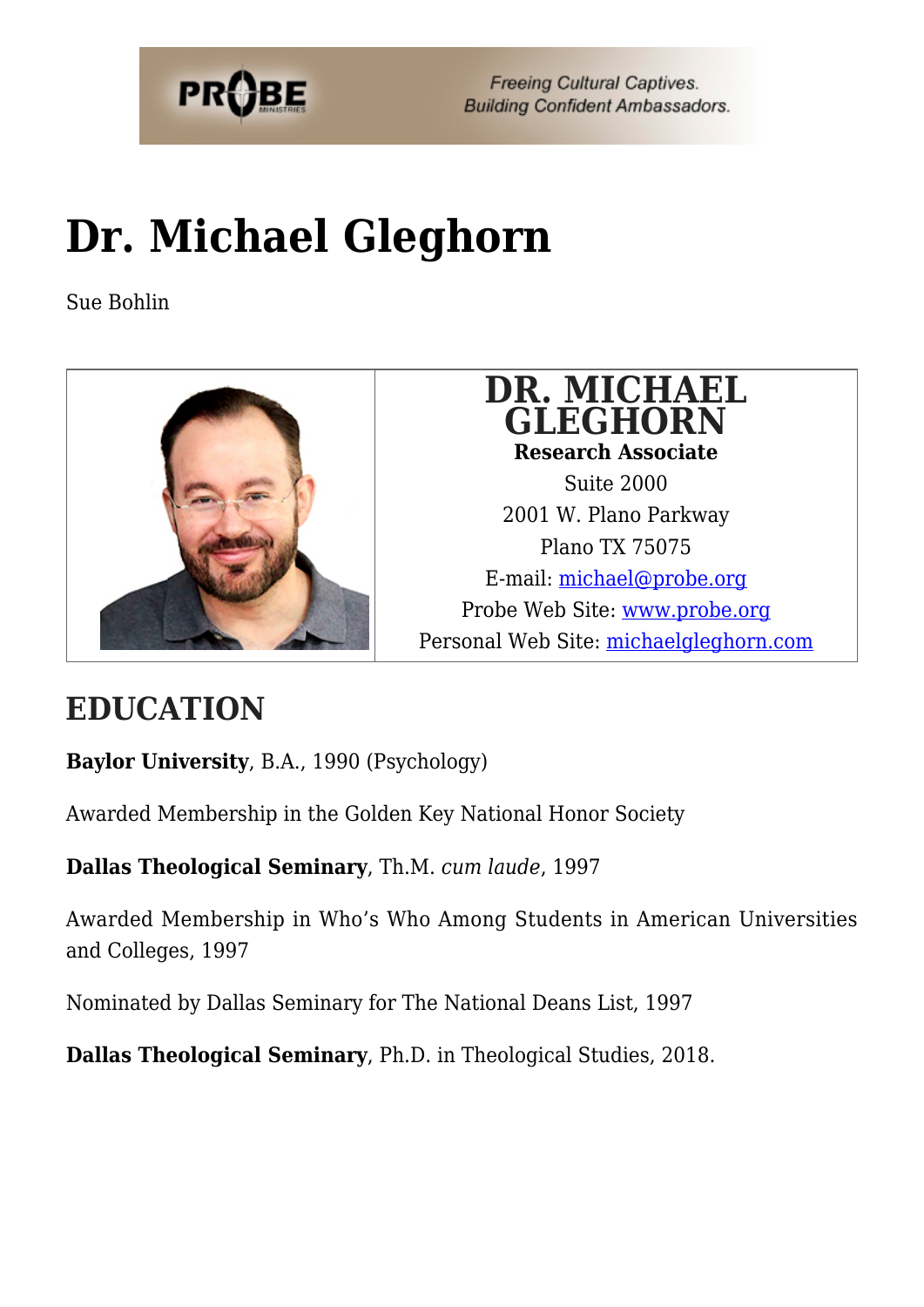# Dr. Michael Gleghorn

Sue Bohlin

**DR. MICHAEL GLEGHORN**
**Research Associate**
Suite 2000
2001 W. Plano Parkway
Plano TX 75075
E-mail: michael@probe.org
Probe Web Site: www.probe.org
Personal Web Site: michaelgleghorn.com

## EDUCATION

**Baylor University**, B.A., 1990 (Psychology)

Awarded Membership in the Golden Key National Honor Society

**Dallas Theological Seminary**, Th.M. *cum laude*, 1997

Awarded Membership in Who's Who Among Students in American Universities and Colleges, 1997

Nominated by Dallas Seminary for The National Deans List, 1997

**Dallas Theological Seminary**, Ph.D. in Theological Studies, 2018.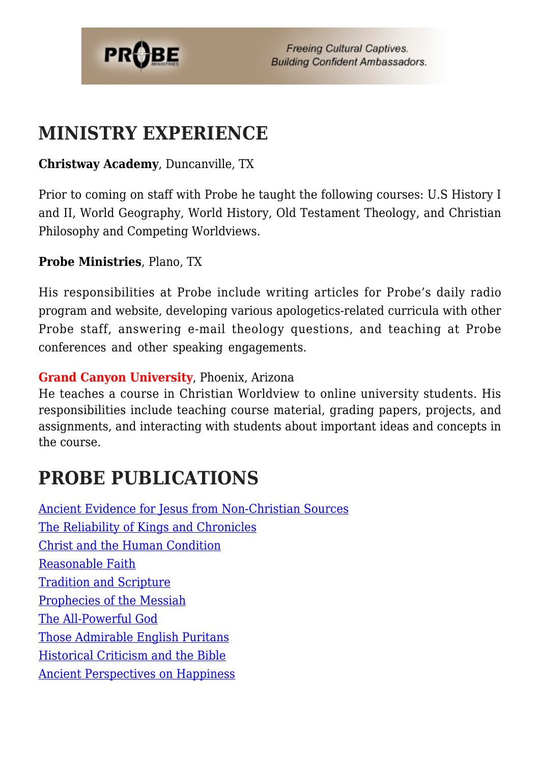## MINISTRY EXPERIENCE

**Christway Academy**, Duncanville, TX

Prior to coming on staff with Probe he taught the following courses: U.S History I and II, World Geography, World History, Old Testament Theology, and Christian Philosophy and Competing Worldviews.

**Probe Ministries**, Plano, TX

His responsibilities at Probe include writing articles for Probe's daily radio program and website, developing various apologetics-related curricula with other Probe staff, answering e-mail theology questions, and teaching at Probe conferences and other speaking engagements.

**Grand Canyon University**, Phoenix, Arizona
He teaches a course in Christian Worldview to online university students. His responsibilities include teaching course material, grading papers, projects, and assignments, and interacting with students about important ideas and concepts in the course.

## PROBE PUBLICATIONS

Ancient Evidence for Jesus from Non-Christian Sources
The Reliability of Kings and Chronicles
Christ and the Human Condition
Reasonable Faith
Tradition and Scripture
Prophecies of the Messiah
The All-Powerful God
Those Admirable English Puritans
Historical Criticism and the Bible
Ancient Perspectives on Happiness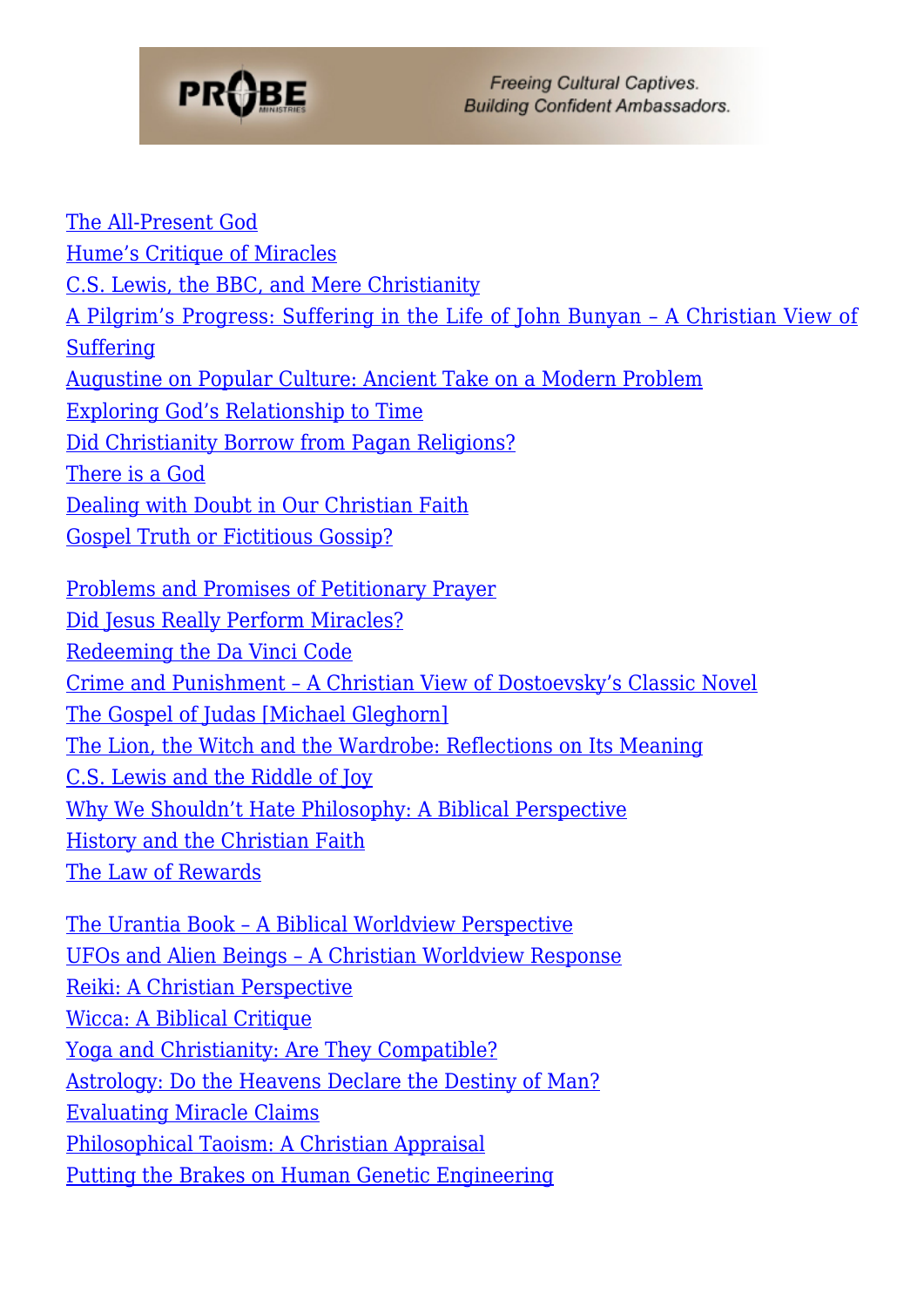[The All-Present God](#)
[Hume's Critique of Miracles](#)
[C.S. Lewis, the BBC, and Mere Christianity](#)
[A Pilgrim's Progress: Suffering in the Life of John Bunyan – A Christian View of Suffering](#)
[Augustine on Popular Culture: Ancient Take on a Modern Problem](#)
[Exploring God's Relationship to Time](#)
[Did Christianity Borrow from Pagan Religions?](#)
[There is a God](#)
[Dealing with Doubt in Our Christian Faith](#)
[Gospel Truth or Fictitious Gossip?](#)

[Problems and Promises of Petitionary Prayer](#)
[Did Jesus Really Perform Miracles?](#)
[Redeeming the Da Vinci Code](#)
[Crime and Punishment – A Christian View of Dostoevsky's Classic Novel](#)
[The Gospel of Judas [Michael Gleghorn]](#)
[The Lion, the Witch and the Wardrobe: Reflections on Its Meaning](#)
[C.S. Lewis and the Riddle of Joy](#)
[Why We Shouldn't Hate Philosophy: A Biblical Perspective](#)
[History and the Christian Faith](#)
[The Law of Rewards](#)

[The Urantia Book – A Biblical Worldview Perspective](#)
[UFOs and Alien Beings – A Christian Worldview Response](#)
[Reiki: A Christian Perspective](#)
[Wicca: A Biblical Critique](#)
[Yoga and Christianity: Are They Compatible?](#)
[Astrology: Do the Heavens Declare the Destiny of Man?](#)
[Evaluating Miracle Claims](#)
[Philosophical Taoism: A Christian Appraisal](#)
[Putting the Brakes on Human Genetic Engineering](#)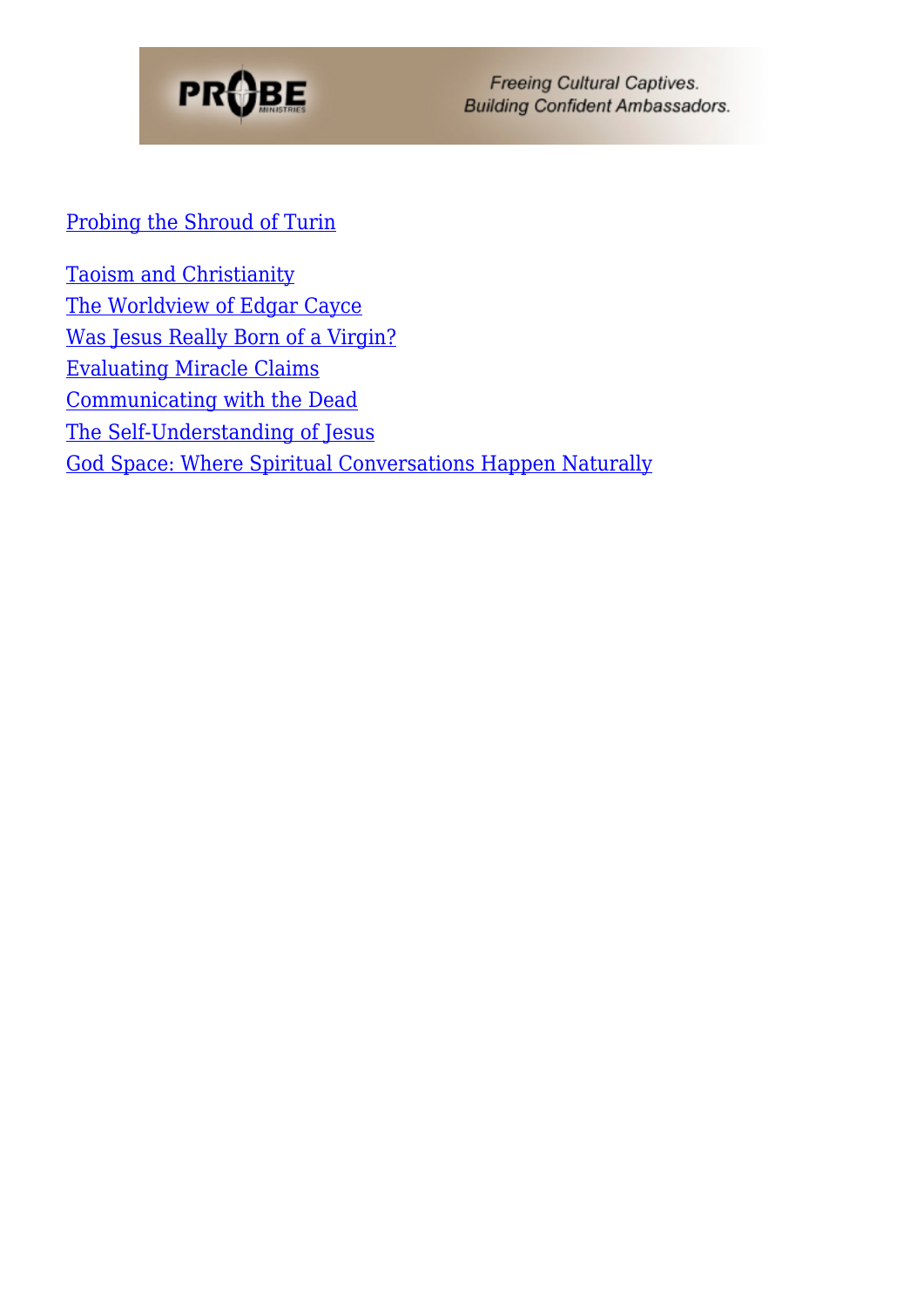Probing the Shroud of Turin

Taoism and Christianity
The Worldview of Edgar Cayce
Was Jesus Really Born of a Virgin?
Evaluating Miracle Claims
Communicating with the Dead
The Self-Understanding of Jesus
God Space: Where Spiritual Conversations Happen Naturally